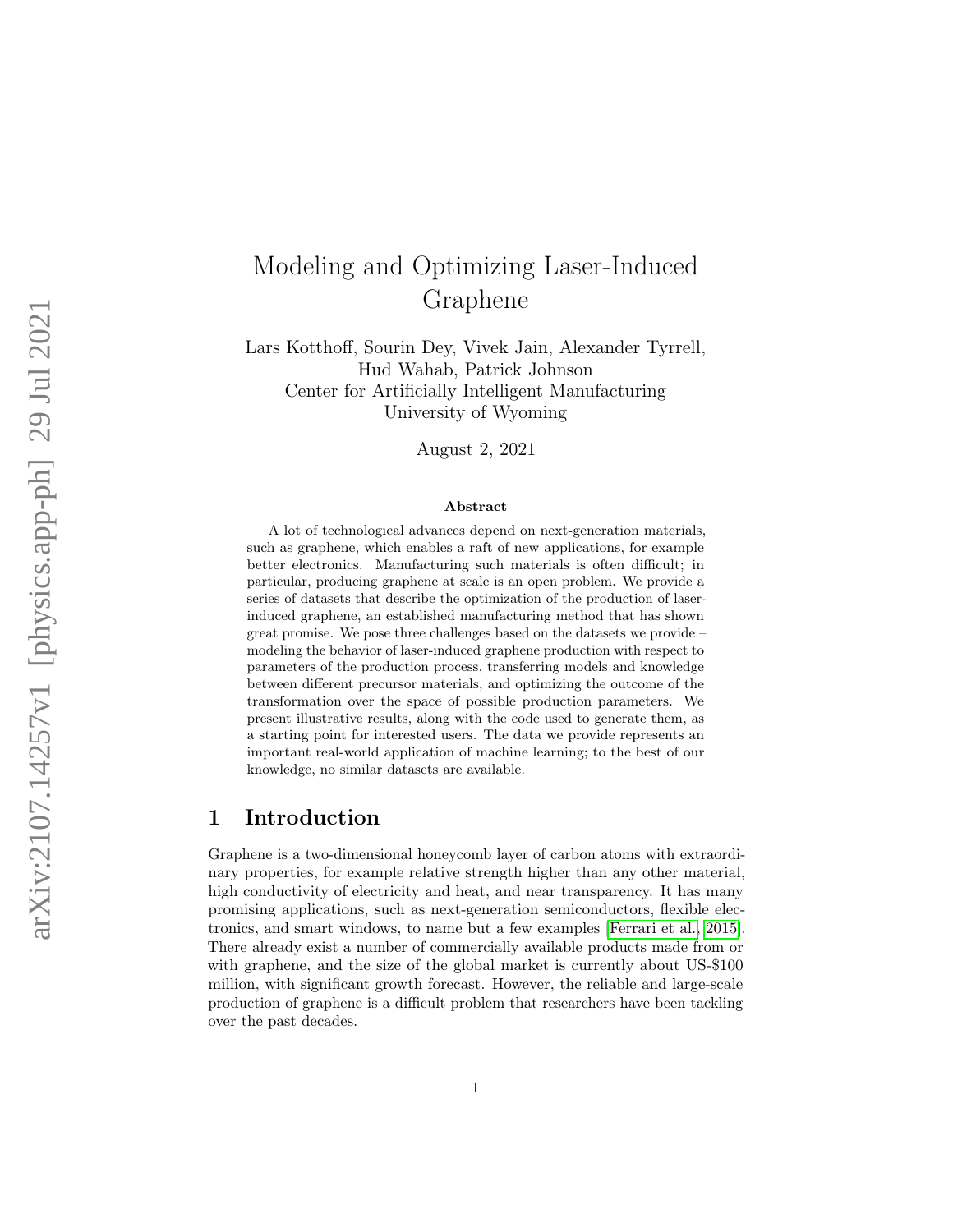# Modeling and Optimizing Laser-Induced Graphene

Lars Kotthoff, Sourin Dey, Vivek Jain, Alexander Tyrrell, Hud Wahab, Patrick Johnson
Center for Artificially Intelligent Manufacturing
University of Wyoming

August 2, 2021

### Abstract

A lot of technological advances depend on next-generation materials, such as graphene, which enables a raft of new applications, for example better electronics. Manufacturing such materials is often difficult; in particular, producing graphene at scale is an open problem. We provide a series of datasets that describe the optimization of the production of laser-induced graphene, an established manufacturing method that has shown great promise. We pose three challenges based on the datasets we provide – modeling the behavior of laser-induced graphene production with respect to parameters of the production process, transferring models and knowledge between different precursor materials, and optimizing the outcome of the transformation over the space of possible production parameters. We present illustrative results, along with the code used to generate them, as a starting point for interested users. The data we provide represents an important real-world application of machine learning; to the best of our knowledge, no similar datasets are available.

## 1 Introduction

Graphene is a two-dimensional honeycomb layer of carbon atoms with extraordinary properties, for example relative strength higher than any other material, high conductivity of electricity and heat, and near transparency. It has many promising applications, such as next-generation semiconductors, flexible electronics, and smart windows, to name but a few examples [Ferrari et al., 2015]. There already exist a number of commercially available products made from or with graphene, and the size of the global market is currently about US-$100 million, with significant growth forecast. However, the reliable and large-scale production of graphene is a difficult problem that researchers have been tackling over the past decades.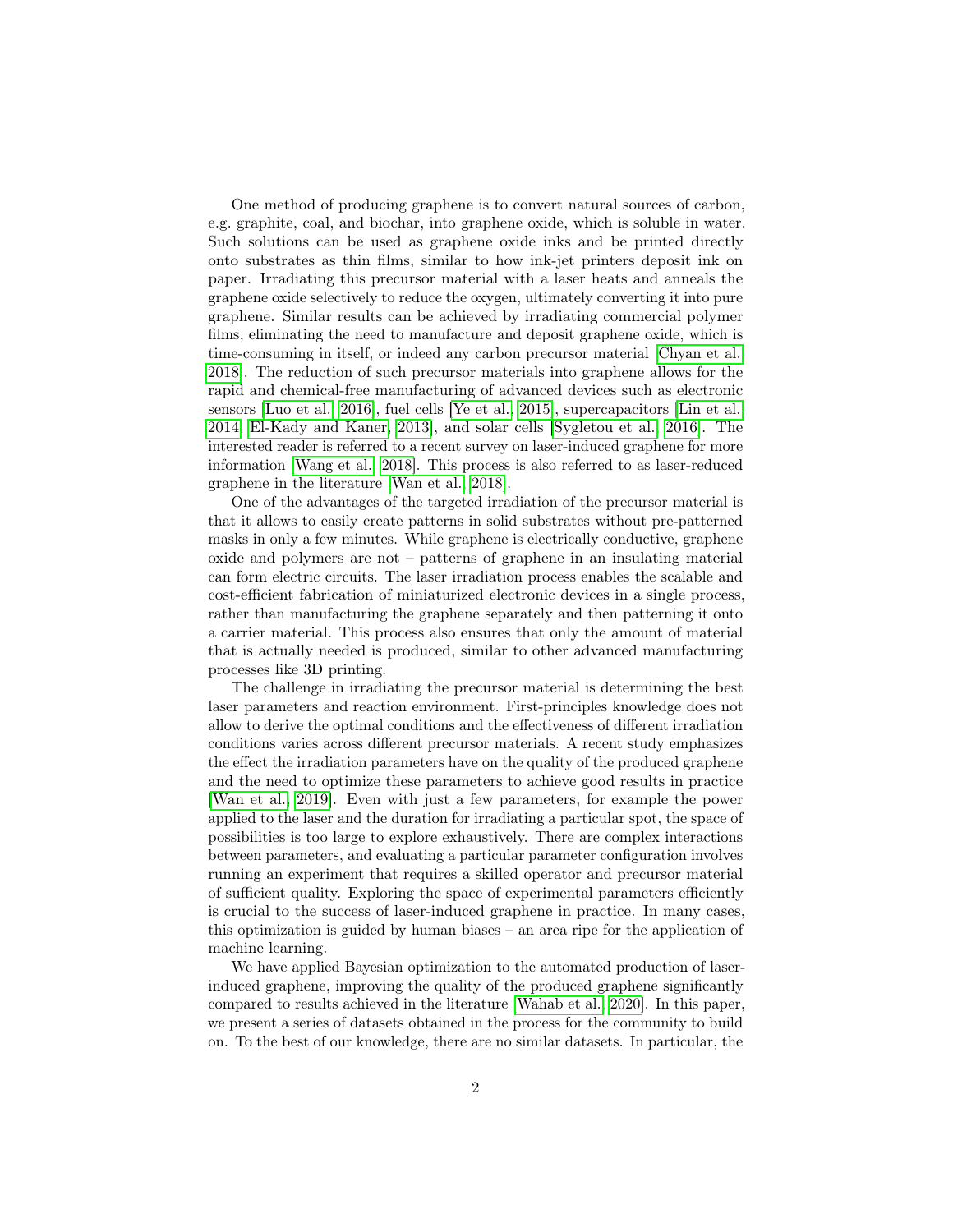One method of producing graphene is to convert natural sources of carbon, e.g. graphite, coal, and biochar, into graphene oxide, which is soluble in water. Such solutions can be used as graphene oxide inks and be printed directly onto substrates as thin films, similar to how ink-jet printers deposit ink on paper. Irradiating this precursor material with a laser heats and anneals the graphene oxide selectively to reduce the oxygen, ultimately converting it into pure graphene. Similar results can be achieved by irradiating commercial polymer films, eliminating the need to manufacture and deposit graphene oxide, which is time-consuming in itself, or indeed any carbon precursor material [Chyan et al., 2018]. The reduction of such precursor materials into graphene allows for the rapid and chemical-free manufacturing of advanced devices such as electronic sensors [Luo et al., 2016], fuel cells [Ye et al., 2015], supercapacitors [Lin et al., 2014, El-Kady and Kaner, 2013], and solar cells [Sygletou et al., 2016]. The interested reader is referred to a recent survey on laser-induced graphene for more information [Wang et al., 2018]. This process is also referred to as laser-reduced graphene in the literature [Wan et al., 2018].

One of the advantages of the targeted irradiation of the precursor material is that it allows to easily create patterns in solid substrates without pre-patterned masks in only a few minutes. While graphene is electrically conductive, graphene oxide and polymers are not – patterns of graphene in an insulating material can form electric circuits. The laser irradiation process enables the scalable and cost-efficient fabrication of miniaturized electronic devices in a single process, rather than manufacturing the graphene separately and then patterning it onto a carrier material. This process also ensures that only the amount of material that is actually needed is produced, similar to other advanced manufacturing processes like 3D printing.

The challenge in irradiating the precursor material is determining the best laser parameters and reaction environment. First-principles knowledge does not allow to derive the optimal conditions and the effectiveness of different irradiation conditions varies across different precursor materials. A recent study emphasizes the effect the irradiation parameters have on the quality of the produced graphene and the need to optimize these parameters to achieve good results in practice [Wan et al., 2019]. Even with just a few parameters, for example the power applied to the laser and the duration for irradiating a particular spot, the space of possibilities is too large to explore exhaustively. There are complex interactions between parameters, and evaluating a particular parameter configuration involves running an experiment that requires a skilled operator and precursor material of sufficient quality. Exploring the space of experimental parameters efficiently is crucial to the success of laser-induced graphene in practice. In many cases, this optimization is guided by human biases – an area ripe for the application of machine learning.

We have applied Bayesian optimization to the automated production of laser-induced graphene, improving the quality of the produced graphene significantly compared to results achieved in the literature [Wahab et al., 2020]. In this paper, we present a series of datasets obtained in the process for the community to build on. To the best of our knowledge, there are no similar datasets. In particular, the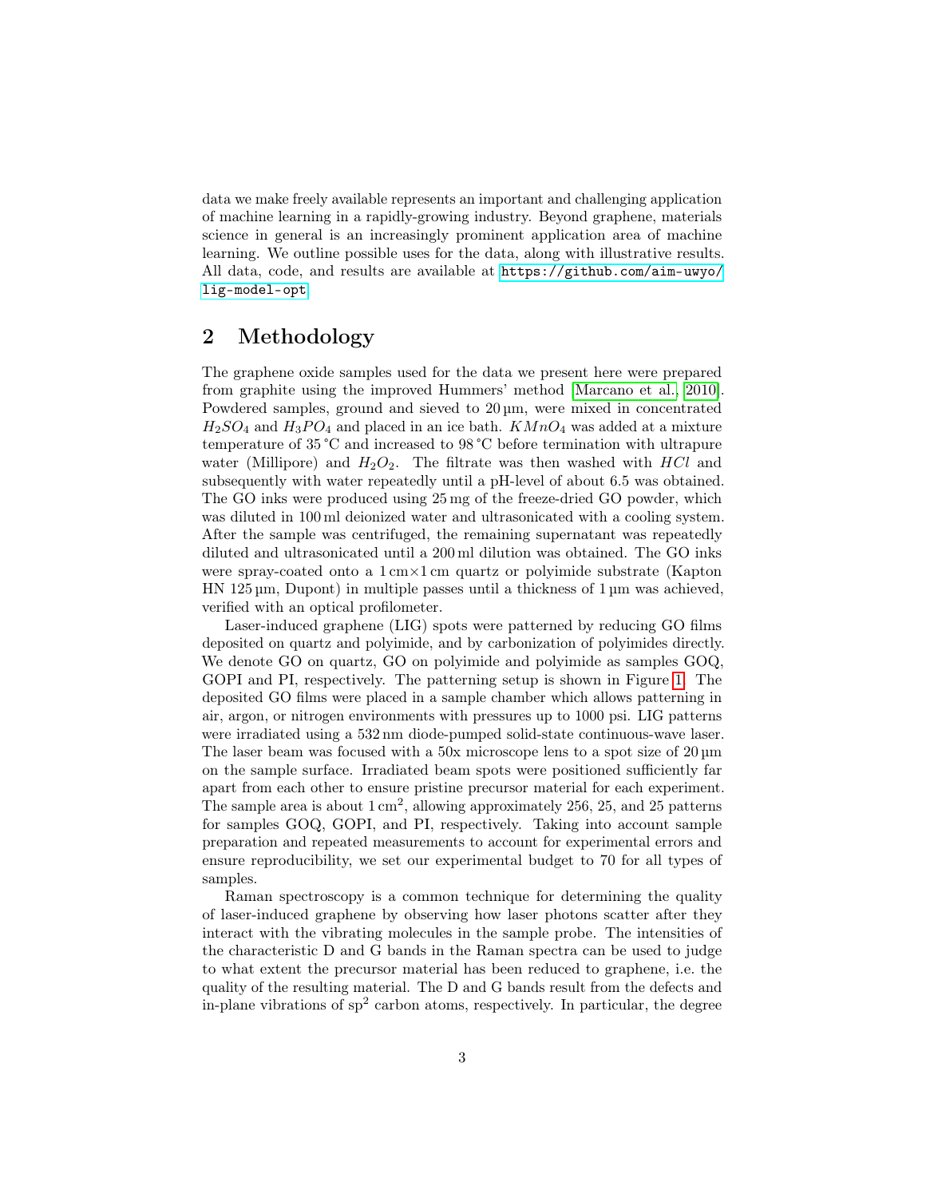data we make freely available represents an important and challenging application of machine learning in a rapidly-growing industry. Beyond graphene, materials science in general is an increasingly prominent application area of machine learning. We outline possible uses for the data, along with illustrative results. All data, code, and results are available at https://github.com/aim-uwyo/lig-model-opt.

## 2 Methodology

The graphene oxide samples used for the data we present here were prepared from graphite using the improved Hummers' method [Marcano et al., 2010]. Powdered samples, ground and sieved to 20 µm, were mixed in concentrated $H_2SO_4$ and $H_3PO_4$ and placed in an ice bath. $KMnO_4$ was added at a mixture temperature of 35 °C and increased to 98 °C before termination with ultrapure water (Millipore) and $H_2O_2$. The filtrate was then washed with $HCl$ and subsequently with water repeatedly until a pH-level of about 6.5 was obtained. The GO inks were produced using 25 mg of the freeze-dried GO powder, which was diluted in 100 ml deionized water and ultrasonicated with a cooling system. After the sample was centrifuged, the remaining supernatant was repeatedly diluted and ultrasonicated until a 200 ml dilution was obtained. The GO inks were spray-coated onto a 1 cm×1 cm quartz or polyimide substrate (Kapton HN 125 µm, Dupont) in multiple passes until a thickness of 1 µm was achieved, verified with an optical profilometer.

Laser-induced graphene (LIG) spots were patterned by reducing GO films deposited on quartz and polyimide, and by carbonization of polyimides directly. We denote GO on quartz, GO on polyimide and polyimide as samples GOQ, GOPI and PI, respectively. The patterning setup is shown in Figure 1. The deposited GO films were placed in a sample chamber which allows patterning in air, argon, or nitrogen environments with pressures up to 1000 psi. LIG patterns were irradiated using a 532 nm diode-pumped solid-state continuous-wave laser. The laser beam was focused with a 50x microscope lens to a spot size of 20 µm on the sample surface. Irradiated beam spots were positioned sufficiently far apart from each other to ensure pristine precursor material for each experiment. The sample area is about 1 cm$^2$, allowing approximately 256, 25, and 25 patterns for samples GOQ, GOPI, and PI, respectively. Taking into account sample preparation and repeated measurements to account for experimental errors and ensure reproducibility, we set our experimental budget to 70 for all types of samples.

Raman spectroscopy is a common technique for determining the quality of laser-induced graphene by observing how laser photons scatter after they interact with the vibrating molecules in the sample probe. The intensities of the characteristic D and G bands in the Raman spectra can be used to judge to what extent the precursor material has been reduced to graphene, i.e. the quality of the resulting material. The D and G bands result from the defects and in-plane vibrations of sp$^2$ carbon atoms, respectively. In particular, the degree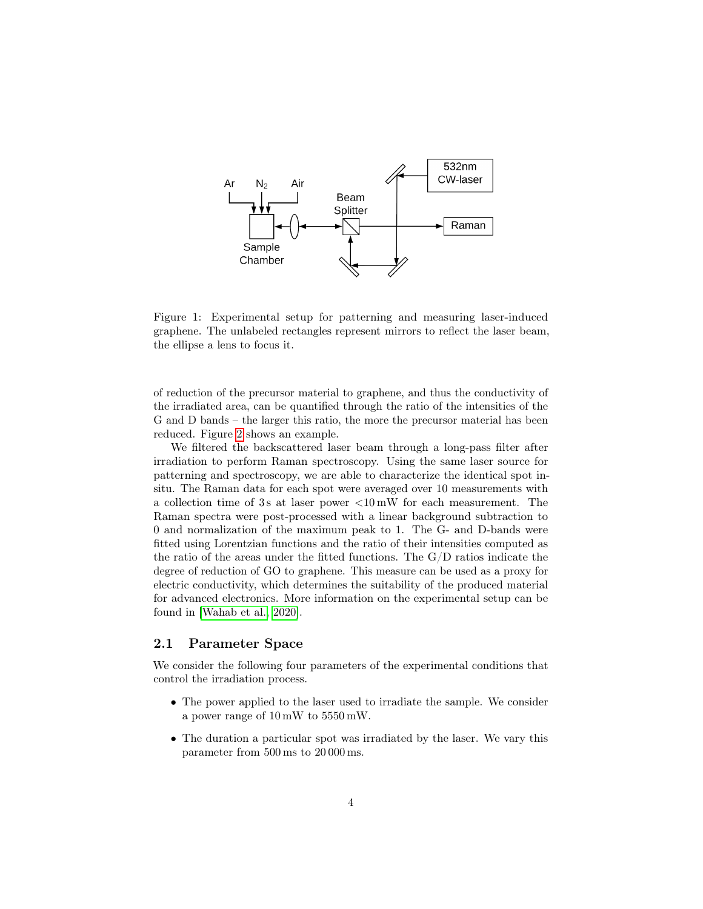Figure 1: Experimental setup for patterning and measuring laser-induced graphene. The unlabeled rectangles represent mirrors to reflect the laser beam, the ellipse a lens to focus it.

of reduction of the precursor material to graphene, and thus the conductivity of the irradiated area, can be quantified through the ratio of the intensities of the G and D bands – the larger this ratio, the more the precursor material has been reduced. Figure 2 shows an example.

We filtered the backscattered laser beam through a long-pass filter after irradiation to perform Raman spectroscopy. Using the same laser source for patterning and spectroscopy, we are able to characterize the identical spot in-situ. The Raman data for each spot were averaged over 10 measurements with a collection time of 3 s at laser power <10 mW for each measurement. The Raman spectra were post-processed with a linear background subtraction to 0 and normalization of the maximum peak to 1. The G- and D-bands were fitted using Lorentzian functions and the ratio of their intensities computed as the ratio of the areas under the fitted functions. The G/D ratios indicate the degree of reduction of GO to graphene. This measure can be used as a proxy for electric conductivity, which determines the suitability of the produced material for advanced electronics. More information on the experimental setup can be found in [Wahab et al., 2020].

## 2.1 Parameter Space

We consider the following four parameters of the experimental conditions that control the irradiation process.

- The power applied to the laser used to irradiate the sample. We consider a power range of 10 mW to 5550 mW.
- The duration a particular spot was irradiated by the laser. We vary this parameter from 500 ms to 20 000 ms.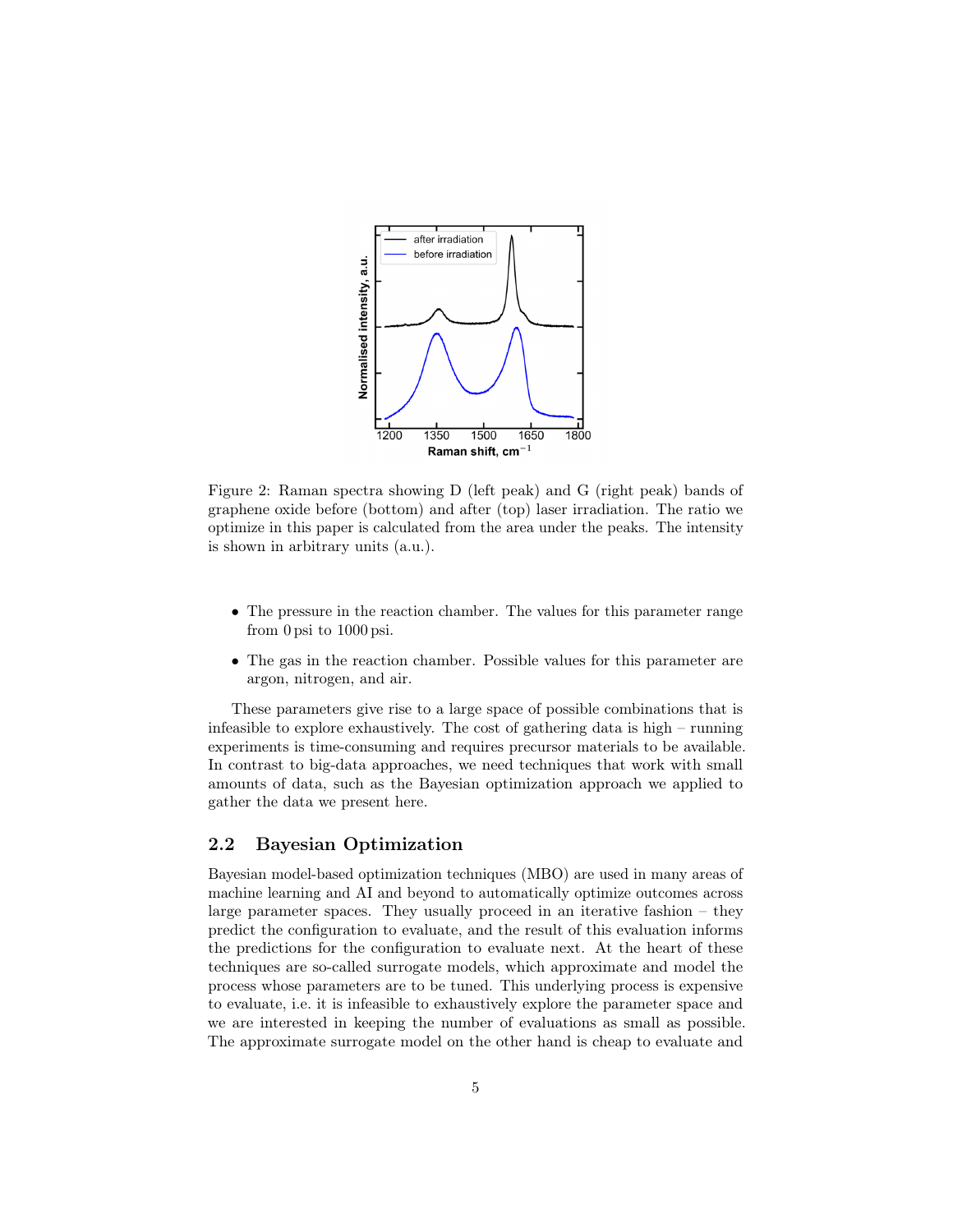Figure 2: Raman spectra showing D (left peak) and G (right peak) bands of graphene oxide before (bottom) and after (top) laser irradiation. The ratio we optimize in this paper is calculated from the area under the peaks. The intensity is shown in arbitrary units (a.u.).

- The pressure in the reaction chamber. The values for this parameter range from 0 psi to 1000 psi.
- The gas in the reaction chamber. Possible values for this parameter are argon, nitrogen, and air.

These parameters give rise to a large space of possible combinations that is infeasible to explore exhaustively. The cost of gathering data is high – running experiments is time-consuming and requires precursor materials to be available. In contrast to big-data approaches, we need techniques that work with small amounts of data, such as the Bayesian optimization approach we applied to gather the data we present here.

## 2.2 Bayesian Optimization

Bayesian model-based optimization techniques (MBO) are used in many areas of machine learning and AI and beyond to automatically optimize outcomes across large parameter spaces. They usually proceed in an iterative fashion – they predict the configuration to evaluate, and the result of this evaluation informs the predictions for the configuration to evaluate next. At the heart of these techniques are so-called surrogate models, which approximate and model the process whose parameters are to be tuned. This underlying process is expensive to evaluate, i.e. it is infeasible to exhaustively explore the parameter space and we are interested in keeping the number of evaluations as small as possible. The approximate surrogate model on the other hand is cheap to evaluate and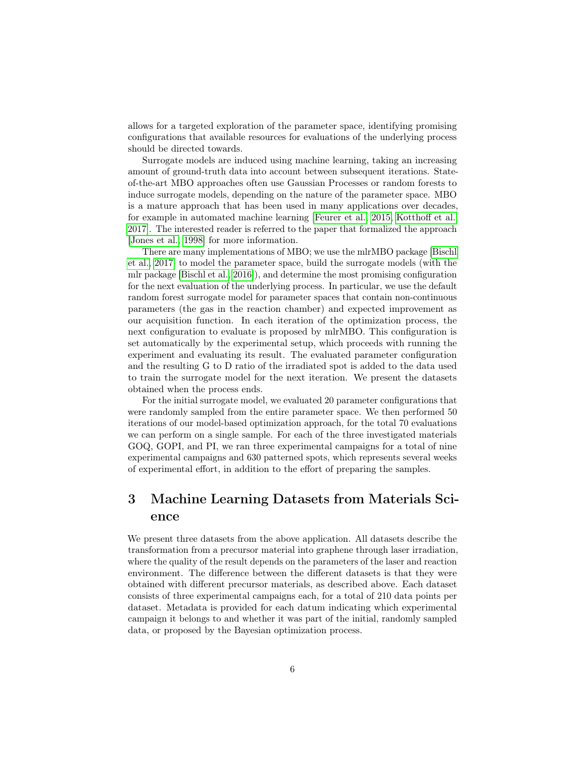allows for a targeted exploration of the parameter space, identifying promising configurations that available resources for evaluations of the underlying process should be directed towards.

Surrogate models are induced using machine learning, taking an increasing amount of ground-truth data into account between subsequent iterations. State-of-the-art MBO approaches often use Gaussian Processes or random forests to induce surrogate models, depending on the nature of the parameter space. MBO is a mature approach that has been used in many applications over decades, for example in automated machine learning [Feurer et al., 2015, Kotthoff et al., 2017]. The interested reader is referred to the paper that formalized the approach [Jones et al., 1998] for more information.

There are many implementations of MBO; we use the mlrMBO package [Bischl et al., 2017] to model the parameter space, build the surrogate models (with the mlr package [Bischl et al., 2016]), and determine the most promising configuration for the next evaluation of the underlying process. In particular, we use the default random forest surrogate model for parameter spaces that contain non-continuous parameters (the gas in the reaction chamber) and expected improvement as our acquisition function. In each iteration of the optimization process, the next configuration to evaluate is proposed by mlrMBO. This configuration is set automatically by the experimental setup, which proceeds with running the experiment and evaluating its result. The evaluated parameter configuration and the resulting G to D ratio of the irradiated spot is added to the data used to train the surrogate model for the next iteration. We present the datasets obtained when the process ends.

For the initial surrogate model, we evaluated 20 parameter configurations that were randomly sampled from the entire parameter space. We then performed 50 iterations of our model-based optimization approach, for the total 70 evaluations we can perform on a single sample. For each of the three investigated materials GOQ, GOPI, and PI, we ran three experimental campaigns for a total of nine experimental campaigns and 630 patterned spots, which represents several weeks of experimental effort, in addition to the effort of preparing the samples.

# 3 Machine Learning Datasets from Materials Science

We present three datasets from the above application. All datasets describe the transformation from a precursor material into graphene through laser irradiation, where the quality of the result depends on the parameters of the laser and reaction environment. The difference between the different datasets is that they were obtained with different precursor materials, as described above. Each dataset consists of three experimental campaigns each, for a total of 210 data points per dataset. Metadata is provided for each datum indicating which experimental campaign it belongs to and whether it was part of the initial, randomly sampled data, or proposed by the Bayesian optimization process.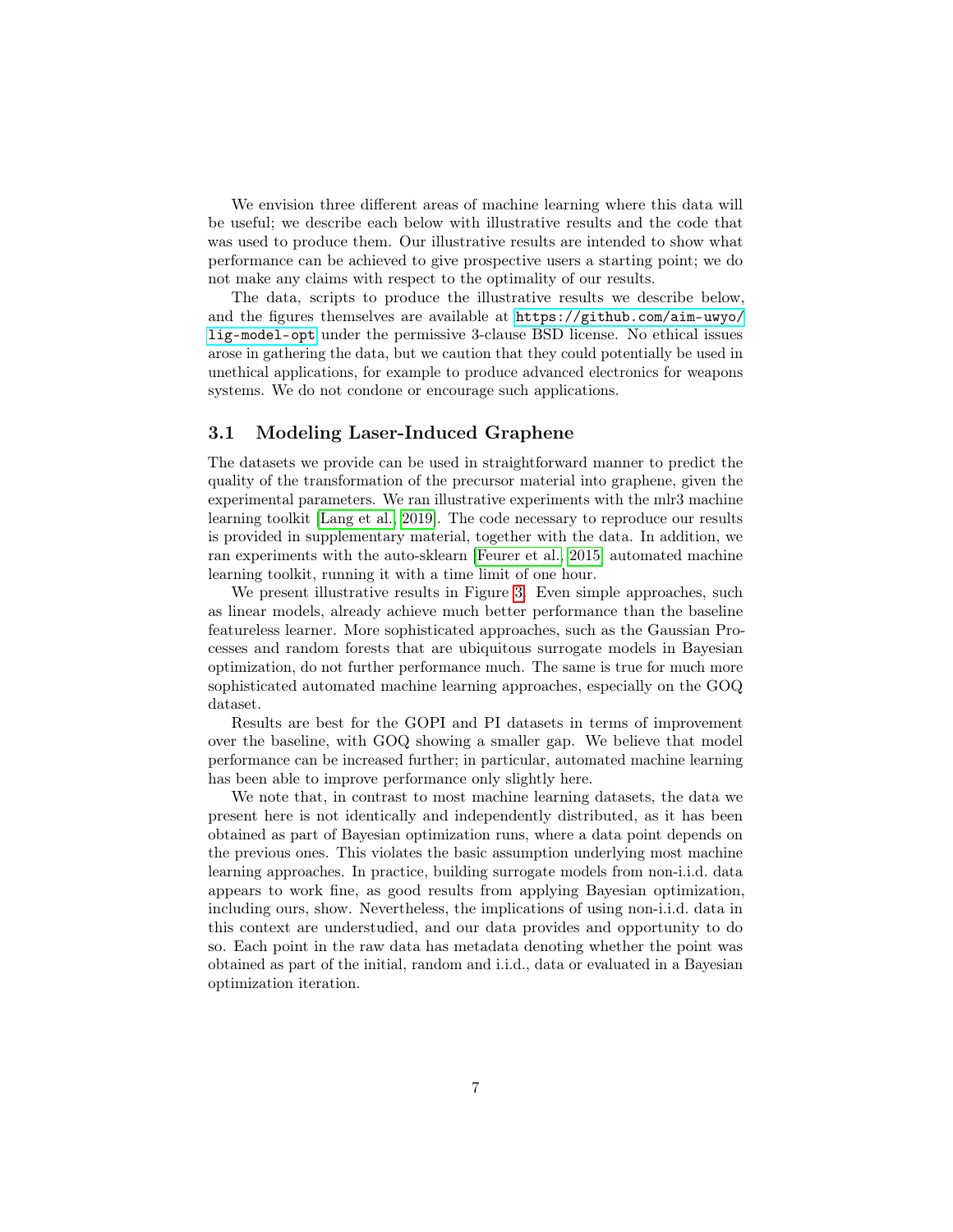We envision three different areas of machine learning where this data will be useful; we describe each below with illustrative results and the code that was used to produce them. Our illustrative results are intended to show what performance can be achieved to give prospective users a starting point; we do not make any claims with respect to the optimality of our results.

The data, scripts to produce the illustrative results we describe below, and the figures themselves are available at https://github.com/aim-uwyo/lig-model-opt under the permissive 3-clause BSD license. No ethical issues arose in gathering the data, but we caution that they could potentially be used in unethical applications, for example to produce advanced electronics for weapons systems. We do not condone or encourage such applications.

### 3.1 Modeling Laser-Induced Graphene

The datasets we provide can be used in straightforward manner to predict the quality of the transformation of the precursor material into graphene, given the experimental parameters. We ran illustrative experiments with the mlr3 machine learning toolkit [Lang et al., 2019]. The code necessary to reproduce our results is provided in supplementary material, together with the data. In addition, we ran experiments with the auto-sklearn [Feurer et al., 2015] automated machine learning toolkit, running it with a time limit of one hour.

We present illustrative results in Figure 3. Even simple approaches, such as linear models, already achieve much better performance than the baseline featureless learner. More sophisticated approaches, such as the Gaussian Processes and random forests that are ubiquitous surrogate models in Bayesian optimization, do not further performance much. The same is true for much more sophisticated automated machine learning approaches, especially on the GOQ dataset.

Results are best for the GOPI and PI datasets in terms of improvement over the baseline, with GOQ showing a smaller gap. We believe that model performance can be increased further; in particular, automated machine learning has been able to improve performance only slightly here.

We note that, in contrast to most machine learning datasets, the data we present here is not identically and independently distributed, as it has been obtained as part of Bayesian optimization runs, where a data point depends on the previous ones. This violates the basic assumption underlying most machine learning approaches. In practice, building surrogate models from non-i.i.d. data appears to work fine, as good results from applying Bayesian optimization, including ours, show. Nevertheless, the implications of using non-i.i.d. data in this context are understudied, and our data provides and opportunity to do so. Each point in the raw data has metadata denoting whether the point was obtained as part of the initial, random and i.i.d., data or evaluated in a Bayesian optimization iteration.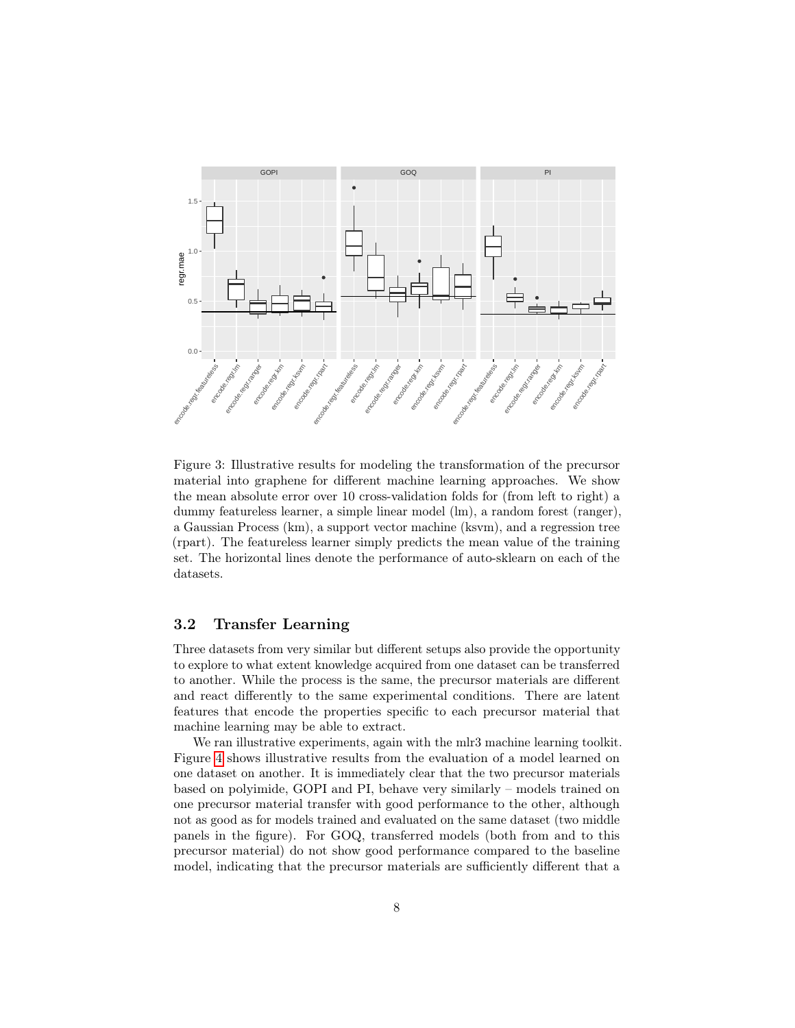Figure 3: Illustrative results for modeling the transformation of the precursor material into graphene for different machine learning approaches. We show the mean absolute error over 10 cross-validation folds for (from left to right) a dummy featureless learner, a simple linear model (lm), a random forest (ranger), a Gaussian Process (km), a support vector machine (ksvm), and a regression tree (rpart). The featureless learner simply predicts the mean value of the training set. The horizontal lines denote the performance of auto-sklearn on each of the datasets.

### 3.2 Transfer Learning

Three datasets from very similar but different setups also provide the opportunity to explore to what extent knowledge acquired from one dataset can be transferred to another. While the process is the same, the precursor materials are different and react differently to the same experimental conditions. There are latent features that encode the properties specific to each precursor material that machine learning may be able to extract.

We ran illustrative experiments, again with the mlr3 machine learning toolkit. Figure 4 shows illustrative results from the evaluation of a model learned on one dataset on another. It is immediately clear that the two precursor materials based on polyimide, GOPI and PI, behave very similarly – models trained on one precursor material transfer with good performance to the other, although not as good as for models trained and evaluated on the same dataset (two middle panels in the figure). For GOQ, transferred models (both from and to this precursor material) do not show good performance compared to the baseline model, indicating that the precursor materials are sufficiently different that a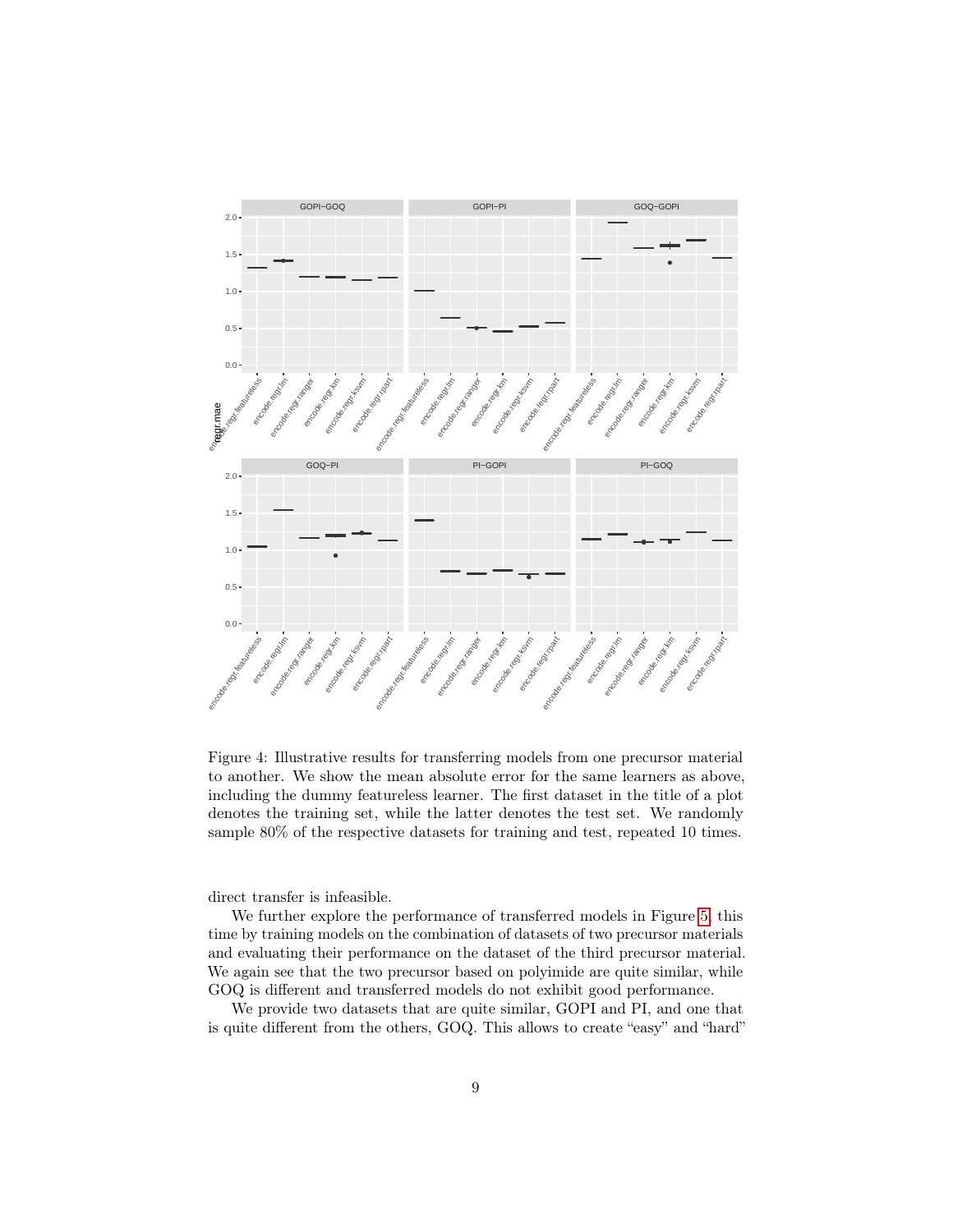Figure 4: Illustrative results for transferring models from one precursor material to another. We show the mean absolute error for the same learners as above, including the dummy featureless learner. The first dataset in the title of a plot denotes the training set, while the latter denotes the test set. We randomly sample 80% of the respective datasets for training and test, repeated 10 times.

direct transfer is infeasible.

We further explore the performance of transferred models in Figure 5, this time by training models on the combination of datasets of two precursor materials and evaluating their performance on the dataset of the third precursor material. We again see that the two precursor based on polyimide are quite similar, while GOQ is different and transferred models do not exhibit good performance.

We provide two datasets that are quite similar, GOPI and PI, and one that is quite different from the others, GOQ. This allows to create "easy" and "hard"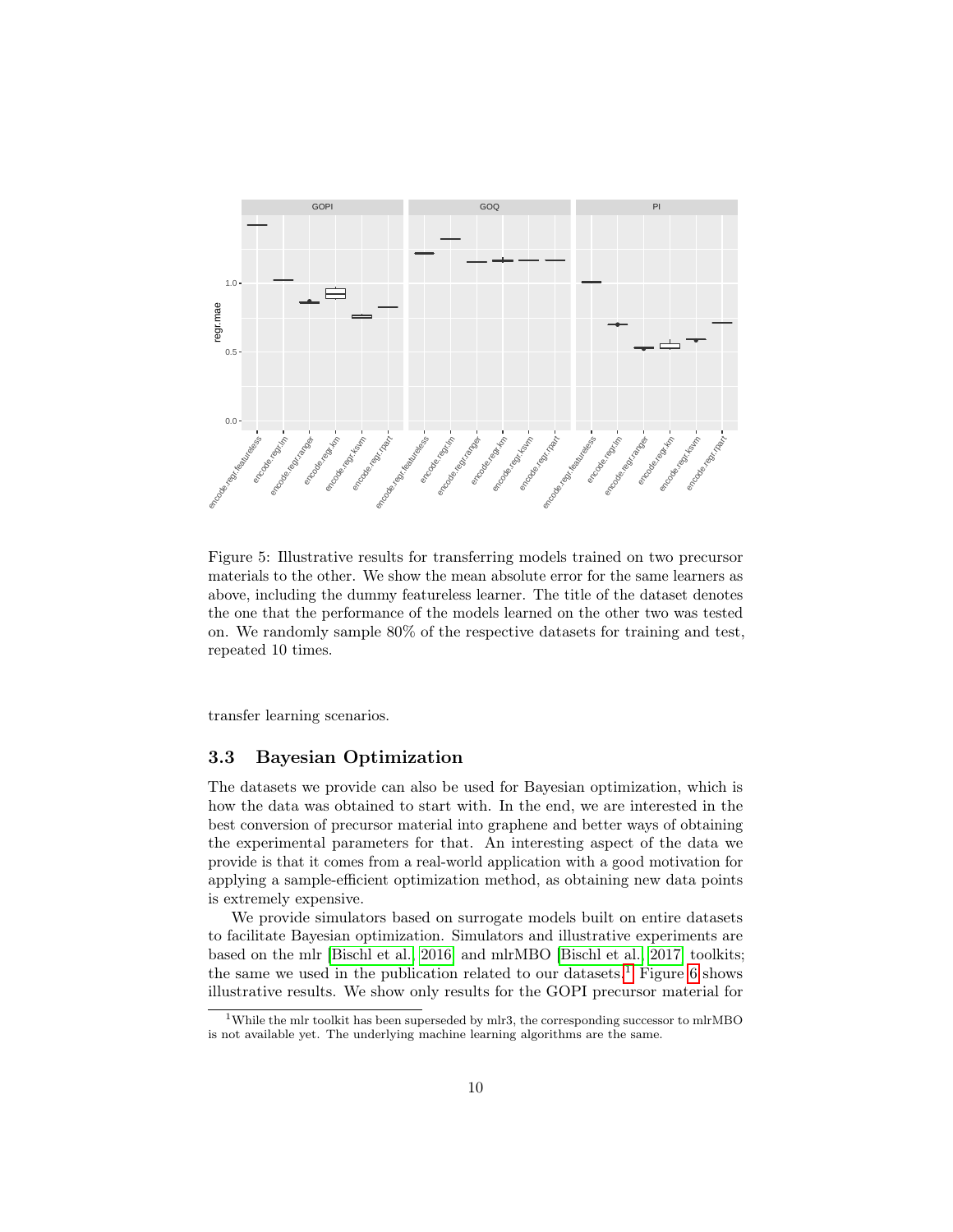Figure 5: Illustrative results for transferring models trained on two precursor materials to the other. We show the mean absolute error for the same learners as above, including the dummy featureless learner. The title of the dataset denotes the one that the performance of the models learned on the other two was tested on. We randomly sample 80% of the respective datasets for training and test, repeated 10 times.

transfer learning scenarios.

### 3.3 Bayesian Optimization

The datasets we provide can also be used for Bayesian optimization, which is how the data was obtained to start with. In the end, we are interested in the best conversion of precursor material into graphene and better ways of obtaining the experimental parameters for that. An interesting aspect of the data we provide is that it comes from a real-world application with a good motivation for applying a sample-efficient optimization method, as obtaining new data points is extremely expensive.

We provide simulators based on surrogate models built on entire datasets to facilitate Bayesian optimization. Simulators and illustrative experiments are based on the mlr [Bischl et al., 2016] and mlrMBO [Bischl et al., 2017] toolkits; the same we used in the publication related to our datasets.[1] Figure 6 shows illustrative results. We show only results for the GOPI precursor material for

[1] While the mlr toolkit has been superseded by mlr3, the corresponding successor to mlrMBO is not available yet. The underlying machine learning algorithms are the same.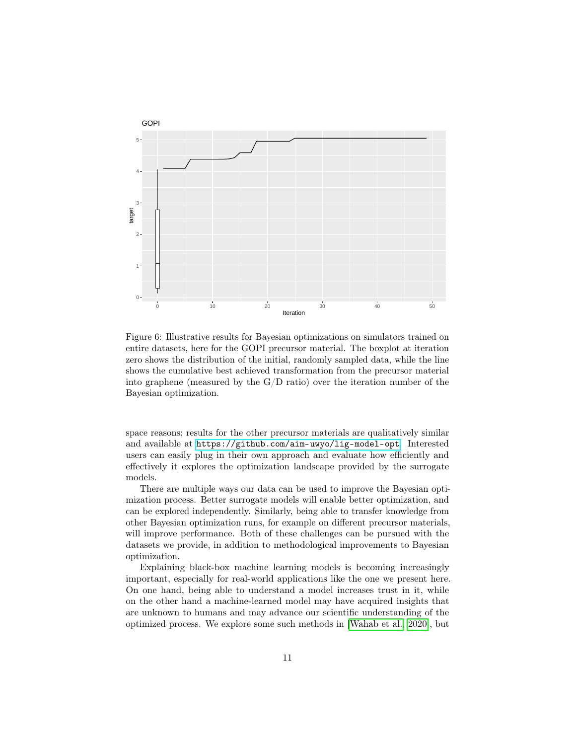Figure 6: Illustrative results for Bayesian optimizations on simulators trained on entire datasets, here for the GOPI precursor material. The boxplot at iteration zero shows the distribution of the initial, randomly sampled data, while the line shows the cumulative best achieved transformation from the precursor material into graphene (measured by the G/D ratio) over the iteration number of the Bayesian optimization.

space reasons; results for the other precursor materials are qualitatively similar and available at https://github.com/aim-uwyo/lig-model-opt. Interested users can easily plug in their own approach and evaluate how efficiently and effectively it explores the optimization landscape provided by the surrogate models.

There are multiple ways our data can be used to improve the Bayesian optimization process. Better surrogate models will enable better optimization, and can be explored independently. Similarly, being able to transfer knowledge from other Bayesian optimization runs, for example on different precursor materials, will improve performance. Both of these challenges can be pursued with the datasets we provide, in addition to methodological improvements to Bayesian optimization.

Explaining black-box machine learning models is becoming increasingly important, especially for real-world applications like the one we present here. On one hand, being able to understand a model increases trust in it, while on the other hand a machine-learned model may have acquired insights that are unknown to humans and may advance our scientific understanding of the optimized process. We explore some such methods in [Wahab et al., 2020], but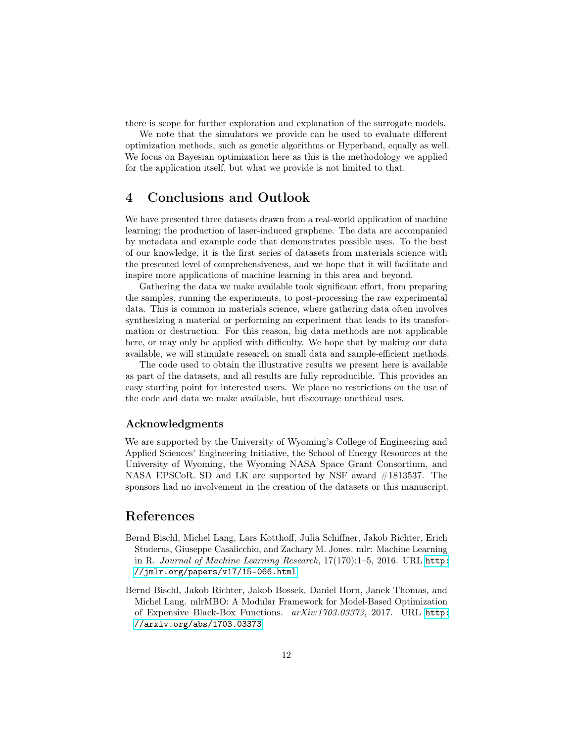there is scope for further exploration and explanation of the surrogate models.

We note that the simulators we provide can be used to evaluate different optimization methods, such as genetic algorithms or Hyperband, equally as well. We focus on Bayesian optimization here as this is the methodology we applied for the application itself, but what we provide is not limited to that.

## 4 Conclusions and Outlook

We have presented three datasets drawn from a real-world application of machine learning; the production of laser-induced graphene. The data are accompanied by metadata and example code that demonstrates possible uses. To the best of our knowledge, it is the first series of datasets from materials science with the presented level of comprehensiveness, and we hope that it will facilitate and inspire more applications of machine learning in this area and beyond.

Gathering the data we make available took significant effort, from preparing the samples, running the experiments, to post-processing the raw experimental data. This is common in materials science, where gathering data often involves synthesizing a material or performing an experiment that leads to its transformation or destruction. For this reason, big data methods are not applicable here, or may only be applied with difficulty. We hope that by making our data available, we will stimulate research on small data and sample-efficient methods.

The code used to obtain the illustrative results we present here is available as part of the datasets, and all results are fully reproducible. This provides an easy starting point for interested users. We place no restrictions on the use of the code and data we make available, but discourage unethical uses.

### Acknowledgments

We are supported by the University of Wyoming's College of Engineering and Applied Sciences' Engineering Initiative, the School of Energy Resources at the University of Wyoming, the Wyoming NASA Space Grant Consortium, and NASA EPSCoR. SD and LK are supported by NSF award #1813537. The sponsors had no involvement in the creation of the datasets or this manuscript.

## References

Bernd Bischl, Michel Lang, Lars Kotthoff, Julia Schiffner, Jakob Richter, Erich Studerus, Giuseppe Casalicchio, and Zachary M. Jones. mlr: Machine Learning in R. *Journal of Machine Learning Research*, 17(170):1–5, 2016. URL http://jmlr.org/papers/v17/15-066.html.

Bernd Bischl, Jakob Richter, Jakob Bossek, Daniel Horn, Janek Thomas, and Michel Lang. mlrMBO: A Modular Framework for Model-Based Optimization of Expensive Black-Box Functions. *arXiv:1703.03373*, 2017. URL http://arxiv.org/abs/1703.03373.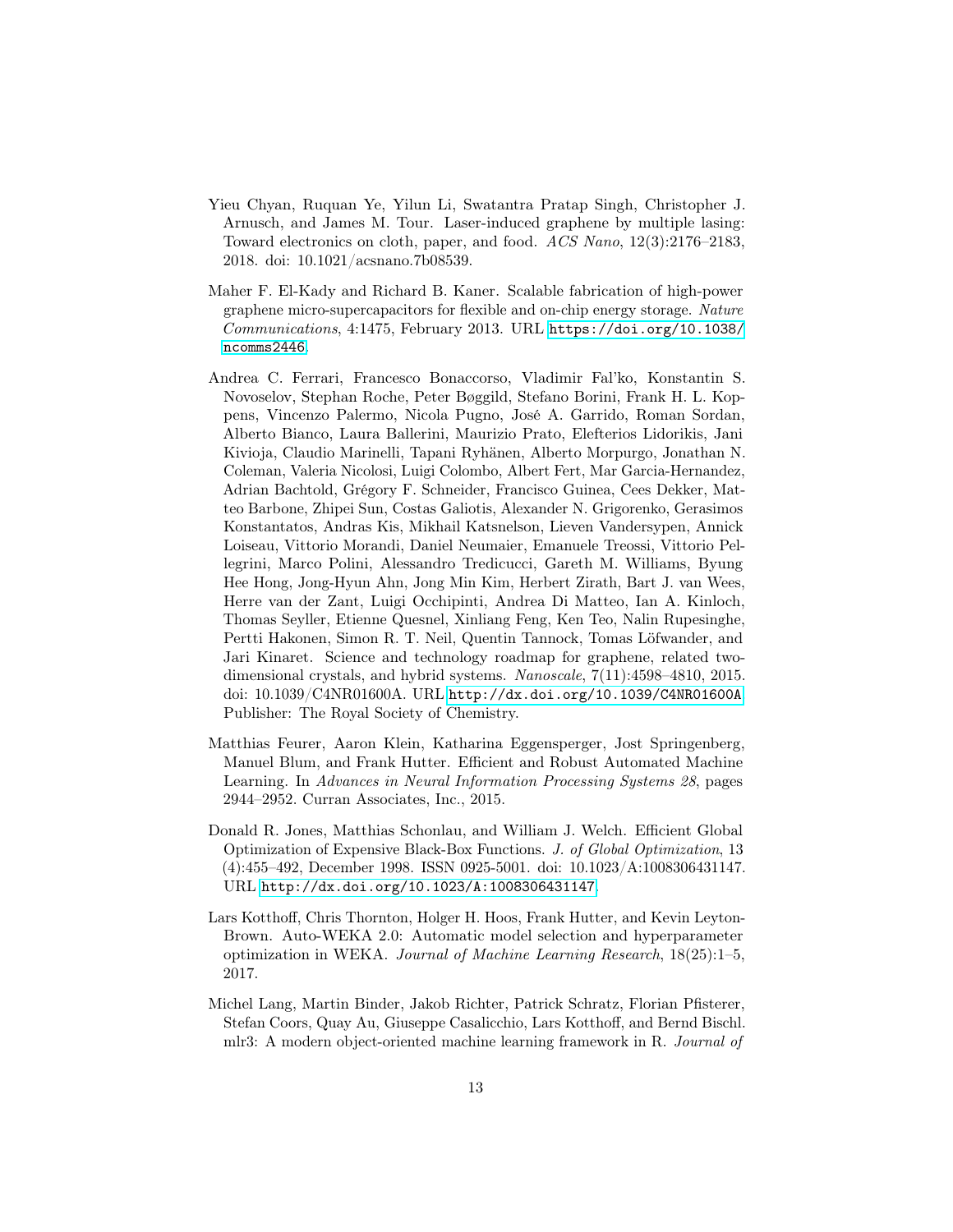Yieu Chyan, Ruquan Ye, Yilun Li, Swatantra Pratap Singh, Christopher J. Arnusch, and James M. Tour. Laser-induced graphene by multiple lasing: Toward electronics on cloth, paper, and food. *ACS Nano*, 12(3):2176–2183, 2018. doi: 10.1021/acsnano.7b08539.

Maher F. El-Kady and Richard B. Kaner. Scalable fabrication of high-power graphene micro-supercapacitors for flexible and on-chip energy storage. *Nature Communications*, 4:1475, February 2013. URL https://doi.org/10.1038/ncomms2446.

Andrea C. Ferrari, Francesco Bonaccorso, Vladimir Fal'ko, Konstantin S. Novoselov, Stephan Roche, Peter Bøggild, Stefano Borini, Frank H. L. Koppens, Vincenzo Palermo, Nicola Pugno, José A. Garrido, Roman Sordan, Alberto Bianco, Laura Ballerini, Maurizio Prato, Elefterios Lidorikis, Jani Kivioja, Claudio Marinelli, Tapani Ryhänen, Alberto Morpurgo, Jonathan N. Coleman, Valeria Nicolosi, Luigi Colombo, Albert Fert, Mar Garcia-Hernandez, Adrian Bachtold, Grégory F. Schneider, Francisco Guinea, Cees Dekker, Matteo Barbone, Zhipei Sun, Costas Galiotis, Alexander N. Grigorenko, Gerasimos Konstantatos, Andras Kis, Mikhail Katsnelson, Lieven Vandersypen, Annick Loiseau, Vittorio Morandi, Daniel Neumaier, Emanuele Treossi, Vittorio Pellegrini, Marco Polini, Alessandro Tredicucci, Gareth M. Williams, Byung Hee Hong, Jong-Hyun Ahn, Jong Min Kim, Herbert Zirath, Bart J. van Wees, Herre van der Zant, Luigi Occhipinti, Andrea Di Matteo, Ian A. Kinloch, Thomas Seyller, Etienne Quesnel, Xinliang Feng, Ken Teo, Nalin Rupesinghe, Pertti Hakonen, Simon R. T. Neil, Quentin Tannock, Tomas Löfwander, and Jari Kinaret. Science and technology roadmap for graphene, related two-dimensional crystals, and hybrid systems. *Nanoscale*, 7(11):4598–4810, 2015. doi: 10.1039/C4NR01600A. URL http://dx.doi.org/10.1039/C4NR01600A. Publisher: The Royal Society of Chemistry.

Matthias Feurer, Aaron Klein, Katharina Eggensperger, Jost Springenberg, Manuel Blum, and Frank Hutter. Efficient and Robust Automated Machine Learning. In *Advances in Neural Information Processing Systems 28*, pages 2944–2952. Curran Associates, Inc., 2015.

Donald R. Jones, Matthias Schonlau, and William J. Welch. Efficient Global Optimization of Expensive Black-Box Functions. *J. of Global Optimization*, 13 (4):455–492, December 1998. ISSN 0925-5001. doi: 10.1023/A:1008306431147. URL http://dx.doi.org/10.1023/A:1008306431147.

Lars Kotthoff, Chris Thornton, Holger H. Hoos, Frank Hutter, and Kevin Leyton-Brown. Auto-WEKA 2.0: Automatic model selection and hyperparameter optimization in WEKA. *Journal of Machine Learning Research*, 18(25):1–5, 2017.

Michel Lang, Martin Binder, Jakob Richter, Patrick Schratz, Florian Pfisterer, Stefan Coors, Quay Au, Giuseppe Casalicchio, Lars Kotthoff, and Bernd Bischl. mlr3: A modern object-oriented machine learning framework in R. *Journal of*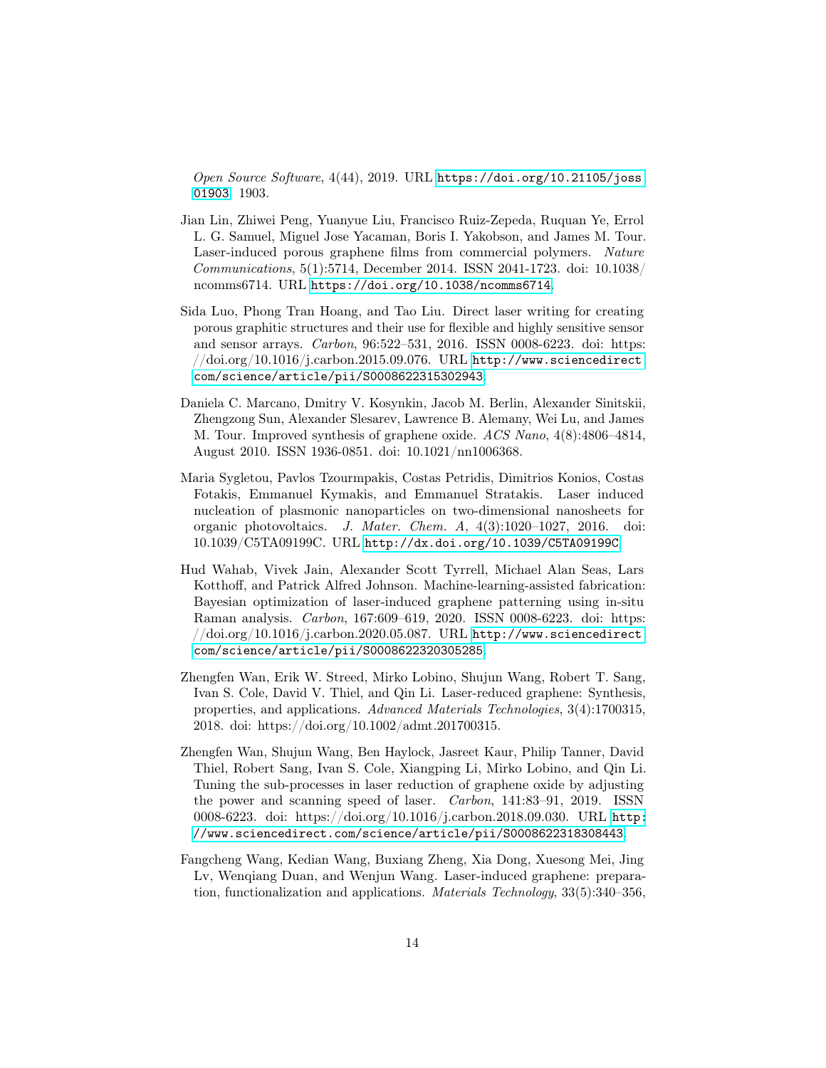*Open Source Software*, 4(44), 2019. URL https://doi.org/10.21105/joss.01903. 1903.

Jian Lin, Zhiwei Peng, Yuanyue Liu, Francisco Ruiz-Zepeda, Ruquan Ye, Errol L. G. Samuel, Miguel Jose Yacaman, Boris I. Yakobson, and James M. Tour. Laser-induced porous graphene films from commercial polymers. *Nature Communications*, 5(1):5714, December 2014. ISSN 2041-1723. doi: 10.1038/ncomms6714. URL https://doi.org/10.1038/ncomms6714.

Sida Luo, Phong Tran Hoang, and Tao Liu. Direct laser writing for creating porous graphitic structures and their use for flexible and highly sensitive sensor and sensor arrays. *Carbon*, 96:522–531, 2016. ISSN 0008-6223. doi: https://doi.org/10.1016/j.carbon.2015.09.076. URL http://www.sciencedirect.com/science/article/pii/S0008622315302943.

Daniela C. Marcano, Dmitry V. Kosynkin, Jacob M. Berlin, Alexander Sinitskii, Zhengzong Sun, Alexander Slesarev, Lawrence B. Alemany, Wei Lu, and James M. Tour. Improved synthesis of graphene oxide. *ACS Nano*, 4(8):4806–4814, August 2010. ISSN 1936-0851. doi: 10.1021/nn1006368.

Maria Sygletou, Pavlos Tzourmpakis, Costas Petridis, Dimitrios Konios, Costas Fotakis, Emmanuel Kymakis, and Emmanuel Stratakis. Laser induced nucleation of plasmonic nanoparticles on two-dimensional nanosheets for organic photovoltaics. *J. Mater. Chem. A*, 4(3):1020–1027, 2016. doi: 10.1039/C5TA09199C. URL http://dx.doi.org/10.1039/C5TA09199C.

Hud Wahab, Vivek Jain, Alexander Scott Tyrrell, Michael Alan Seas, Lars Kotthoff, and Patrick Alfred Johnson. Machine-learning-assisted fabrication: Bayesian optimization of laser-induced graphene patterning using in-situ Raman analysis. *Carbon*, 167:609–619, 2020. ISSN 0008-6223. doi: https://doi.org/10.1016/j.carbon.2020.05.087. URL http://www.sciencedirect.com/science/article/pii/S0008622320305285.

Zhengfen Wan, Erik W. Streed, Mirko Lobino, Shujun Wang, Robert T. Sang, Ivan S. Cole, David V. Thiel, and Qin Li. Laser-reduced graphene: Synthesis, properties, and applications. *Advanced Materials Technologies*, 3(4):1700315, 2018. doi: https://doi.org/10.1002/admt.201700315.

Zhengfen Wan, Shujun Wang, Ben Haylock, Jasreet Kaur, Philip Tanner, David Thiel, Robert Sang, Ivan S. Cole, Xiangping Li, Mirko Lobino, and Qin Li. Tuning the sub-processes in laser reduction of graphene oxide by adjusting the power and scanning speed of laser. *Carbon*, 141:83–91, 2019. ISSN 0008-6223. doi: https://doi.org/10.1016/j.carbon.2018.09.030. URL http://www.sciencedirect.com/science/article/pii/S0008622318308443.

Fangcheng Wang, Kedian Wang, Buxiang Zheng, Xia Dong, Xuesong Mei, Jing Lv, Wenqiang Duan, and Wenjun Wang. Laser-induced graphene: preparation, functionalization and applications. *Materials Technology*, 33(5):340–356,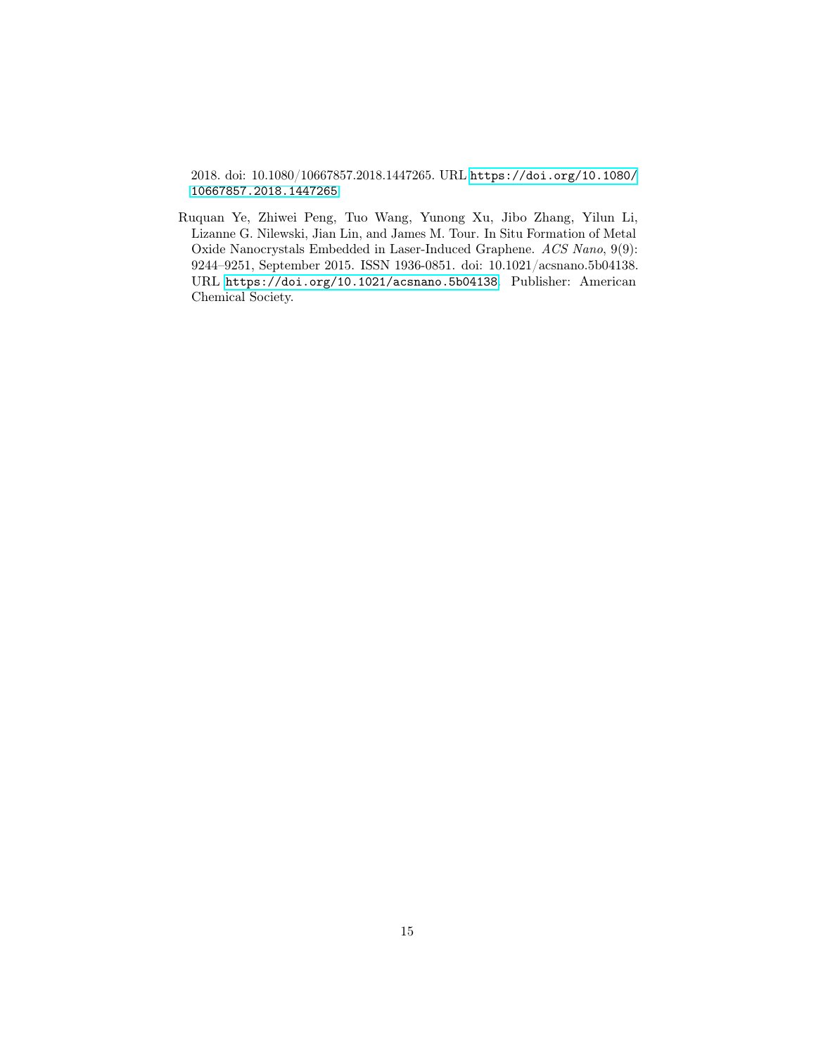2018. doi: 10.1080/10667857.2018.1447265. URL https://doi.org/10.1080/10667857.2018.1447265.

Ruquan Ye, Zhiwei Peng, Tuo Wang, Yunong Xu, Jibo Zhang, Yilun Li, Lizanne G. Nilewski, Jian Lin, and James M. Tour. In Situ Formation of Metal Oxide Nanocrystals Embedded in Laser-Induced Graphene. *ACS Nano*, 9(9): 9244–9251, September 2015. ISSN 1936-0851. doi: 10.1021/acsnano.5b04138. URL https://doi.org/10.1021/acsnano.5b04138. Publisher: American Chemical Society.